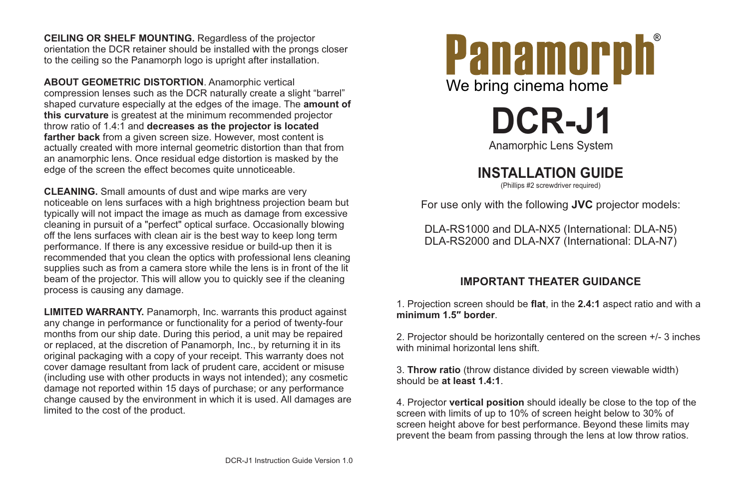**CEILING OR SHELF MOUNTING.** Regardless of the projector orientation the DCR retainer should be installed with the prongs closer to the ceiling so the Panamorph logo is upright after installation.

**ABOUT GEOMETRIC DISTORTION**. Anamorphic vertical compression lenses such as the DCR naturally create a slight "barrel" shaped curvature especially at the edges of the image. The **amount of this curvature** is greatest at the minimum recommended projector throw ratio of 1.4:1 and **decreases as the projector is located farther back** from a given screen size. However, most content is actually created with more internal geometric distortion than that from an anamorphic lens. Once residual edge distortion is masked by the edge of the screen the effect becomes quite unnoticeable.

**CLEANING.** Small amounts of dust and wipe marks are very noticeable on lens surfaces with a high brightness projection beam but typically will not impact the image as much as damage from excessive cleaning in pursuit of a "perfect" optical surface. Occasionally blowing off the lens surfaces with clean air is the best way to keep long term performance. If there is any excessive residue or build-up then it is recommended that you clean the optics with professional lens cleaning supplies such as from a camera store while the lens is in front of the lit beam of the projector. This will allow you to quickly see if the cleaning process is causing any damage.

**LIMITED WARRANTY.** Panamorph, Inc. warrants this product against any change in performance or functionality for a period of twenty-four months from our ship date. During this period, a unit may be repaired or replaced, at the discretion of Panamorph, Inc., by returning it in its original packaging with a copy of your receipt. This warranty does not cover damage resultant from lack of prudent care, accident or misuse (including use with other products in ways not intended); any cosmetic damage not reported within 15 days of purchase; or any performance change caused by the environment in which it is used. All damages are limited to the cost of the product.

DCR-J1 Instruction Guide Version 1.0

# Panamorph®

We bring cinema home

# DCR-J1

Anamorphic Lens System

## INSTALLATION GUIDE

(Phillips #2 screwdriver required)

For use only with the following **JVC** projector models:

DLA-RS1000 and DLA-NX5 (International: DLA-N5)
DLA-RS2000 and DLA-NX7 (International: DLA-N7)

### IMPORTANT THEATER GUIDANCE

1. Projection screen should be **flat**, in the **2.4:1** aspect ratio and with a **minimum 1.5″ border**.

2. Projector should be horizontally centered on the screen +/- 3 inches with minimal horizontal lens shift.

3. **Throw ratio** (throw distance divided by screen viewable width) should be **at least 1.4:1**.

4. Projector **vertical position** should ideally be close to the top of the screen with limits of up to 10% of screen height below to 30% of screen height above for best performance. Beyond these limits may prevent the beam from passing through the lens at low throw ratios.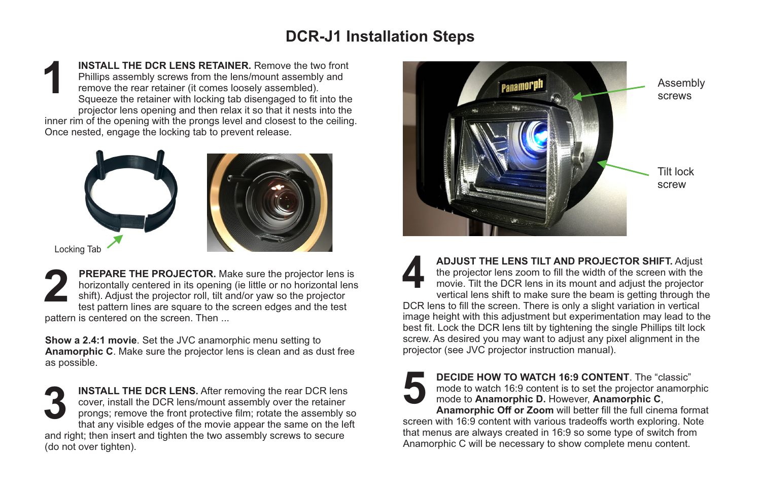# DCR-J1 Installation Steps

**1** **INSTALL THE DCR LENS RETAINER.** Remove the two front Phillips assembly screws from the lens/mount assembly and remove the rear retainer (it comes loosely assembled). Squeeze the retainer with locking tab disengaged to fit into the projector lens opening and then relax it so that it nests into the inner rim of the opening with the prongs level and closest to the ceiling. Once nested, engage the locking tab to prevent release.

Locking Tab

**2** **PREPARE THE PROJECTOR.** Make sure the projector lens is horizontally centered in its opening (ie little or no horizontal lens shift). Adjust the projector roll, tilt and/or yaw so the projector test pattern lines are square to the screen edges and the test pattern is centered on the screen. Then ...

**Show a 2.4:1 movie**. Set the JVC anamorphic menu setting to **Anamorphic C**. Make sure the projector lens is clean and as dust free as possible.

**3** **INSTALL THE DCR LENS.** After removing the rear DCR lens cover, install the DCR lens/mount assembly over the retainer prongs; remove the front protective film; rotate the assembly so that any visible edges of the movie appear the same on the left and right; then insert and tighten the two assembly screws to secure (do not over tighten).

Assembly screws

Tilt lock screw

**4** **ADJUST THE LENS TILT AND PROJECTOR SHIFT.** Adjust the projector lens zoom to fill the width of the screen with the movie. Tilt the DCR lens in its mount and adjust the projector vertical lens shift to make sure the beam is getting through the DCR lens to fill the screen. There is only a slight variation in vertical image height with this adjustment but experimentation may lead to the best fit. Lock the DCR lens tilt by tightening the single Phillips tilt lock screw. As desired you may want to adjust any pixel alignment in the projector (see JVC projector instruction manual).

**5** **DECIDE HOW TO WATCH 16:9 CONTENT**. The “classic” mode to watch 16:9 content is to set the projector anamorphic mode to **Anamorphic D.** However, **Anamorphic C**, **Anamorphic Off or Zoom** will better fill the full cinema format screen with 16:9 content with various tradeoffs worth exploring. Note that menus are always created in 16:9 so some type of switch from Anamorphic C will be necessary to show complete menu content.